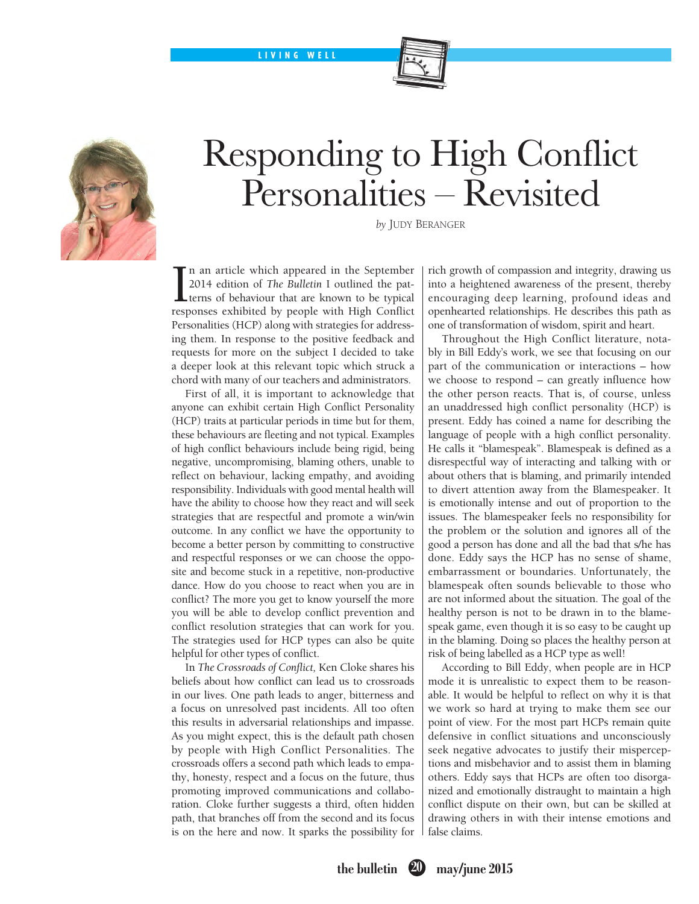LIVING WELL

# Responding to High Conflict Personalities – Revisited

*by* JUDY BERANGER

In an article which appeared in the September 2014 edition of *The Bulletin* I outlined the patterns of behaviour that are known to be typical responses exhibited by people with High Conflict Personalities (HCP) along with strategies for addressing them. In response to the positive feedback and requests for more on the subject I decided to take a deeper look at this relevant topic which struck a chord with many of our teachers and administrators.

First of all, it is important to acknowledge that anyone can exhibit certain High Conflict Personality (HCP) traits at particular periods in time but for them, these behaviours are fleeting and not typical. Examples of high conflict behaviours include being rigid, being negative, uncompromising, blaming others, unable to reflect on behaviour, lacking empathy, and avoiding responsibility. Individuals with good mental health will have the ability to choose how they react and will seek strategies that are respectful and promote a win/win outcome. In any conflict we have the opportunity to become a better person by committing to constructive and respectful responses or we can choose the opposite and become stuck in a repetitive, non-productive dance. How do you choose to react when you are in conflict? The more you get to know yourself the more you will be able to develop conflict prevention and conflict resolution strategies that can work for you. The strategies used for HCP types can also be quite helpful for other types of conflict.

In *The Crossroads of Conflict,* Ken Cloke shares his beliefs about how conflict can lead us to crossroads in our lives. One path leads to anger, bitterness and a focus on unresolved past incidents. All too often this results in adversarial relationships and impasse. As you might expect, this is the default path chosen by people with High Conflict Personalities. The crossroads offers a second path which leads to empathy, honesty, respect and a focus on the future, thus promoting improved communications and collaboration. Cloke further suggests a third, often hidden path, that branches off from the second and its focus is on the here and now. It sparks the possibility for rich growth of compassion and integrity, drawing us into a heightened awareness of the present, thereby encouraging deep learning, profound ideas and openhearted relationships. He describes this path as one of transformation of wisdom, spirit and heart.

Throughout the High Conflict literature, notably in Bill Eddy's work, we see that focusing on our part of the communication or interactions – how we choose to respond – can greatly influence how the other person reacts. That is, of course, unless an unaddressed high conflict personality (HCP) is present. Eddy has coined a name for describing the language of people with a high conflict personality. He calls it "blamespeak". Blamespeak is defined as a disrespectful way of interacting and talking with or about others that is blaming, and primarily intended to divert attention away from the Blamespeaker. It is emotionally intense and out of proportion to the issues. The blamespeaker feels no responsibility for the problem or the solution and ignores all of the good a person has done and all the bad that s/he has done. Eddy says the HCP has no sense of shame, embarrassment or boundaries. Unfortunately, the blamespeak often sounds believable to those who are not informed about the situation. The goal of the healthy person is not to be drawn in to the blamespeak game, even though it is so easy to be caught up in the blaming. Doing so places the healthy person at risk of being labelled as a HCP type as well!

According to Bill Eddy, when people are in HCP mode it is unrealistic to expect them to be reasonable. It would be helpful to reflect on why it is that we work so hard at trying to make them see our point of view. For the most part HCPs remain quite defensive in conflict situations and unconsciously seek negative advocates to justify their misperceptions and misbehavior and to assist them in blaming others. Eddy says that HCPs are often too disorganized and emotionally distraught to maintain a high conflict dispute on their own, but can be skilled at drawing others in with their intense emotions and false claims.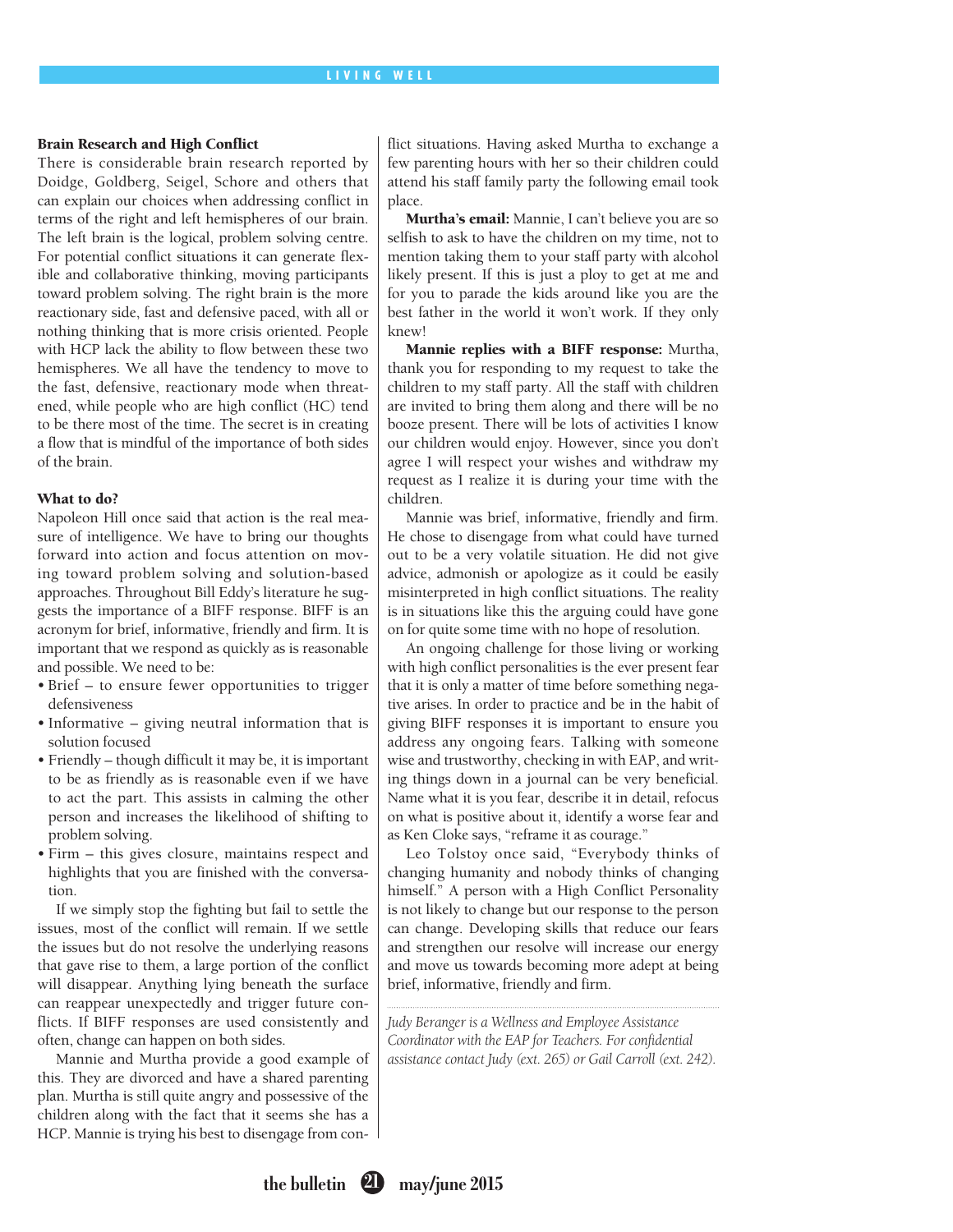## Brain Research and High Conflict

There is considerable brain research reported by Doidge, Goldberg, Seigel, Schore and others that can explain our choices when addressing conflict in terms of the right and left hemispheres of our brain. The left brain is the logical, problem solving centre. For potential conflict situations it can generate flexible and collaborative thinking, moving participants toward problem solving. The right brain is the more reactionary side, fast and defensive paced, with all or nothing thinking that is more crisis oriented. People with HCP lack the ability to flow between these two hemispheres. We all have the tendency to move to the fast, defensive, reactionary mode when threatened, while people who are high conflict (HC) tend to be there most of the time. The secret is in creating a flow that is mindful of the importance of both sides of the brain.

## What to do?

Napoleon Hill once said that action is the real measure of intelligence. We have to bring our thoughts forward into action and focus attention on moving toward problem solving and solution-based approaches. Throughout Bill Eddy's literature he suggests the importance of a BIFF response. BIFF is an acronym for brief, informative, friendly and firm. It is important that we respond as quickly as is reasonable and possible. We need to be:

- Brief – to ensure fewer opportunities to trigger defensiveness
- Informative – giving neutral information that is solution focused
- Friendly – though difficult it may be, it is important to be as friendly as is reasonable even if we have to act the part. This assists in calming the other person and increases the likelihood of shifting to problem solving.
- Firm – this gives closure, maintains respect and highlights that you are finished with the conversation.

If we simply stop the fighting but fail to settle the issues, most of the conflict will remain. If we settle the issues but do not resolve the underlying reasons that gave rise to them, a large portion of the conflict will disappear. Anything lying beneath the surface can reappear unexpectedly and trigger future conflicts. If BIFF responses are used consistently and often, change can happen on both sides.

Mannie and Murtha provide a good example of this. They are divorced and have a shared parenting plan. Murtha is still quite angry and possessive of the children along with the fact that it seems she has a HCP. Mannie is trying his best to disengage from conflict situations. Having asked Murtha to exchange a few parenting hours with her so their children could attend his staff family party the following email took place.

**Murtha's email:** Mannie, I can't believe you are so selfish to ask to have the children on my time, not to mention taking them to your staff party with alcohol likely present. If this is just a ploy to get at me and for you to parade the kids around like you are the best father in the world it won't work. If they only knew!

**Mannie replies with a BIFF response:** Murtha, thank you for responding to my request to take the children to my staff party. All the staff with children are invited to bring them along and there will be no booze present. There will be lots of activities I know our children would enjoy. However, since you don't agree I will respect your wishes and withdraw my request as I realize it is during your time with the children.

Mannie was brief, informative, friendly and firm. He chose to disengage from what could have turned out to be a very volatile situation. He did not give advice, admonish or apologize as it could be easily misinterpreted in high conflict situations. The reality is in situations like this the arguing could have gone on for quite some time with no hope of resolution.

An ongoing challenge for those living or working with high conflict personalities is the ever present fear that it is only a matter of time before something negative arises. In order to practice and be in the habit of giving BIFF responses it is important to ensure you address any ongoing fears. Talking with someone wise and trustworthy, checking in with EAP, and writing things down in a journal can be very beneficial. Name what it is you fear, describe it in detail, refocus on what is positive about it, identify a worse fear and as Ken Cloke says, "reframe it as courage."

Leo Tolstoy once said, "Everybody thinks of changing humanity and nobody thinks of changing himself." A person with a High Conflict Personality is not likely to change but our response to the person can change. Developing skills that reduce our fears and strengthen our resolve will increase our energy and move us towards becoming more adept at being brief, informative, friendly and firm.

---

*Judy Beranger is a Wellness and Employee Assistance Coordinator with the EAP for Teachers. For confidential assistance contact Judy (ext. 265) or Gail Carroll (ext. 242).*